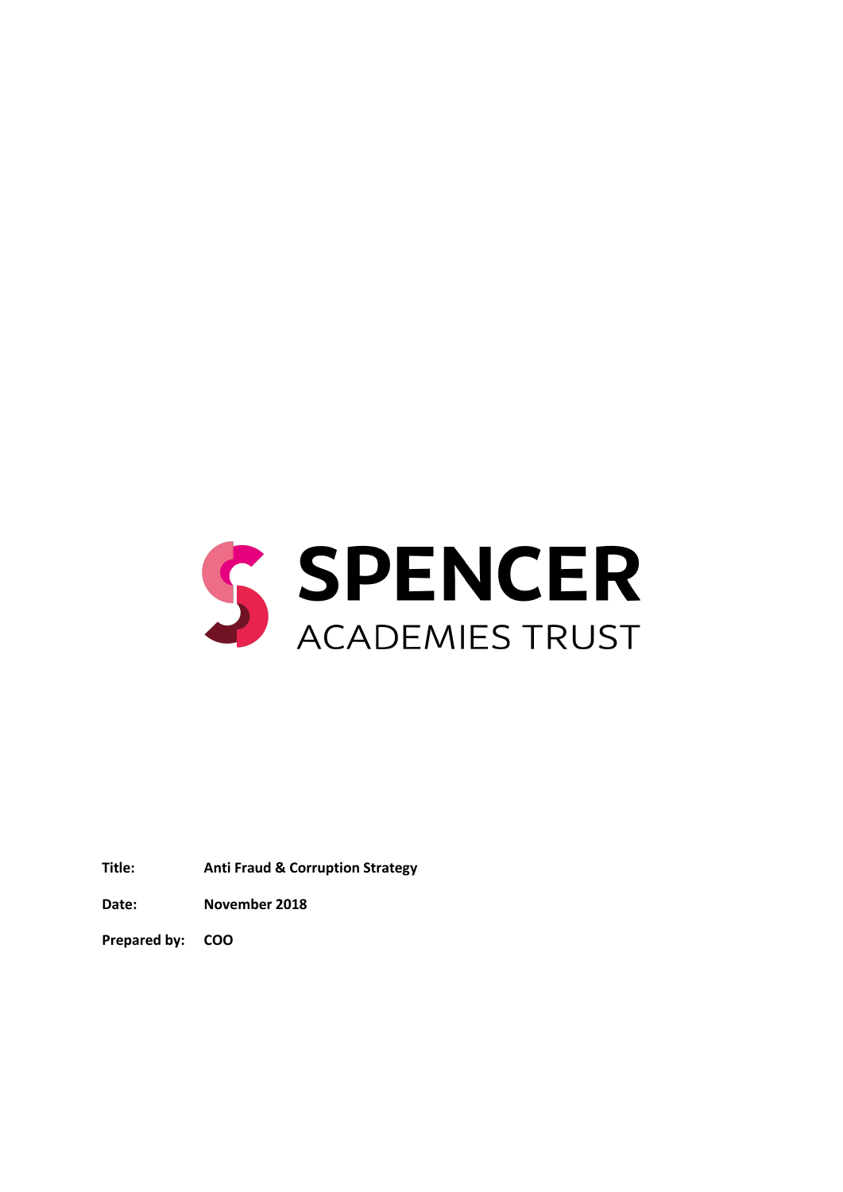# SPENCER
ACADEMIES TRUST

**Title:** **Anti Fraud & Corruption Strategy**

**Date:** **November 2018**

**Prepared by:** **COO**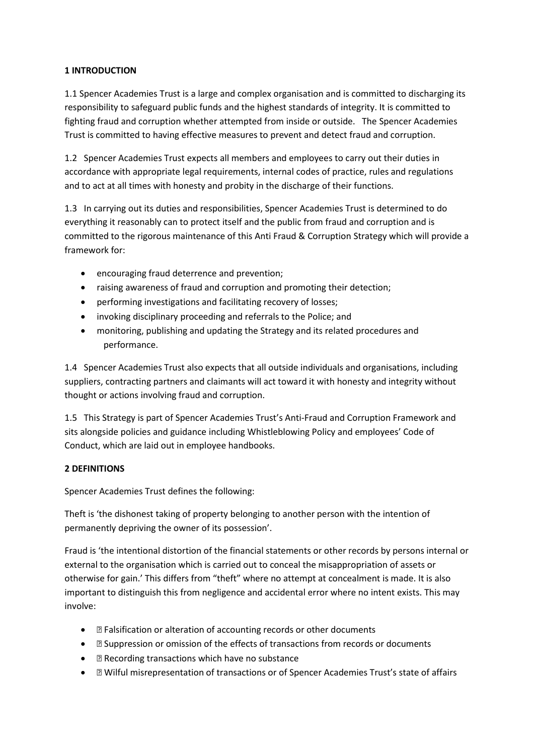## 1 INTRODUCTION

1.1 Spencer Academies Trust is a large and complex organisation and is committed to discharging its responsibility to safeguard public funds and the highest standards of integrity. It is committed to fighting fraud and corruption whether attempted from inside or outside. The Spencer Academies Trust is committed to having effective measures to prevent and detect fraud and corruption.

1.2 Spencer Academies Trust expects all members and employees to carry out their duties in accordance with appropriate legal requirements, internal codes of practice, rules and regulations and to act at all times with honesty and probity in the discharge of their functions.

1.3 In carrying out its duties and responsibilities, Spencer Academies Trust is determined to do everything it reasonably can to protect itself and the public from fraud and corruption and is committed to the rigorous maintenance of this Anti Fraud & Corruption Strategy which will provide a framework for:

- encouraging fraud deterrence and prevention;
- raising awareness of fraud and corruption and promoting their detection;
- performing investigations and facilitating recovery of losses;
- invoking disciplinary proceeding and referrals to the Police; and
- monitoring, publishing and updating the Strategy and its related procedures and performance.

1.4 Spencer Academies Trust also expects that all outside individuals and organisations, including suppliers, contracting partners and claimants will act toward it with honesty and integrity without thought or actions involving fraud and corruption.

1.5 This Strategy is part of Spencer Academies Trust's Anti-Fraud and Corruption Framework and sits alongside policies and guidance including Whistleblowing Policy and employees' Code of Conduct, which are laid out in employee handbooks.

## 2 DEFINITIONS

Spencer Academies Trust defines the following:

Theft is 'the dishonest taking of property belonging to another person with the intention of permanently depriving the owner of its possession'.

Fraud is 'the intentional distortion of the financial statements or other records by persons internal or external to the organisation which is carried out to conceal the misappropriation of assets or otherwise for gain.' This differs from "theft" where no attempt at concealment is made. It is also important to distinguish this from negligence and accidental error where no intent exists. This may involve:

- Falsification or alteration of accounting records or other documents
- Suppression or omission of the effects of transactions from records or documents
- Recording transactions which have no substance
- Wilful misrepresentation of transactions or of Spencer Academies Trust's state of affairs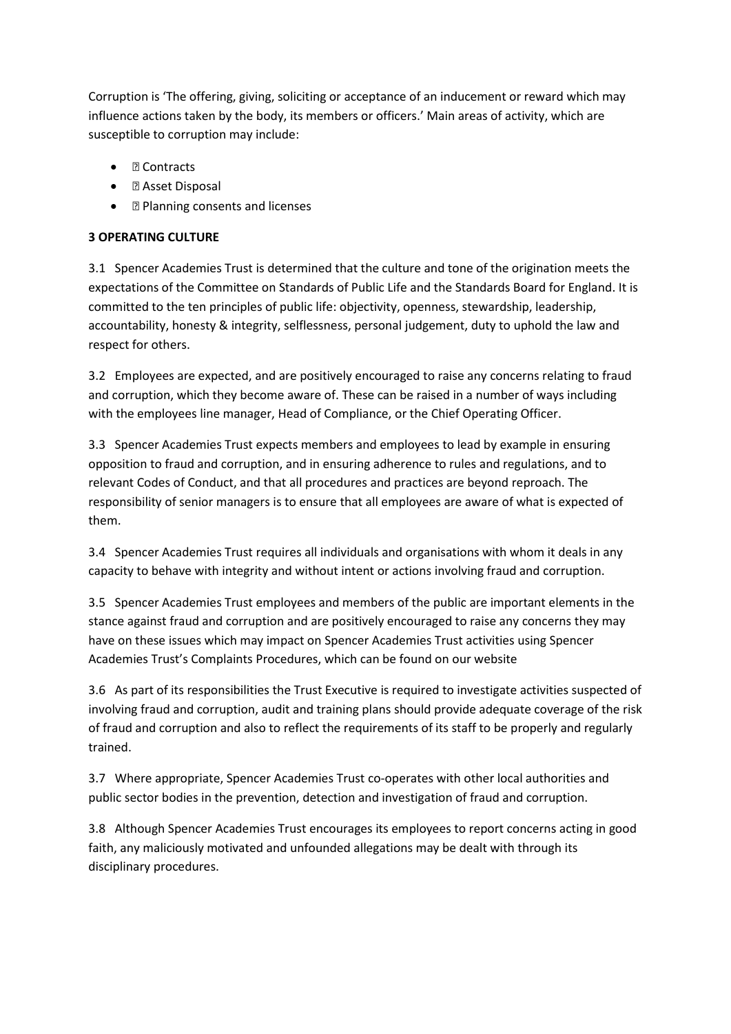Corruption is 'The offering, giving, soliciting or acceptance of an inducement or reward which may influence actions taken by the body, its members or officers.' Main areas of activity, which are susceptible to corruption may include:

- Contracts
- Asset Disposal
- Planning consents and licenses

**3 OPERATING CULTURE**

3.1 Spencer Academies Trust is determined that the culture and tone of the origination meets the expectations of the Committee on Standards of Public Life and the Standards Board for England. It is committed to the ten principles of public life: objectivity, openness, stewardship, leadership, accountability, honesty & integrity, selflessness, personal judgement, duty to uphold the law and respect for others.

3.2 Employees are expected, and are positively encouraged to raise any concerns relating to fraud and corruption, which they become aware of. These can be raised in a number of ways including with the employees line manager, Head of Compliance, or the Chief Operating Officer.

3.3 Spencer Academies Trust expects members and employees to lead by example in ensuring opposition to fraud and corruption, and in ensuring adherence to rules and regulations, and to relevant Codes of Conduct, and that all procedures and practices are beyond reproach. The responsibility of senior managers is to ensure that all employees are aware of what is expected of them.

3.4 Spencer Academies Trust requires all individuals and organisations with whom it deals in any capacity to behave with integrity and without intent or actions involving fraud and corruption.

3.5 Spencer Academies Trust employees and members of the public are important elements in the stance against fraud and corruption and are positively encouraged to raise any concerns they may have on these issues which may impact on Spencer Academies Trust activities using Spencer Academies Trust's Complaints Procedures, which can be found on our website

3.6 As part of its responsibilities the Trust Executive is required to investigate activities suspected of involving fraud and corruption, audit and training plans should provide adequate coverage of the risk of fraud and corruption and also to reflect the requirements of its staff to be properly and regularly trained.

3.7 Where appropriate, Spencer Academies Trust co-operates with other local authorities and public sector bodies in the prevention, detection and investigation of fraud and corruption.

3.8 Although Spencer Academies Trust encourages its employees to report concerns acting in good faith, any maliciously motivated and unfounded allegations may be dealt with through its disciplinary procedures.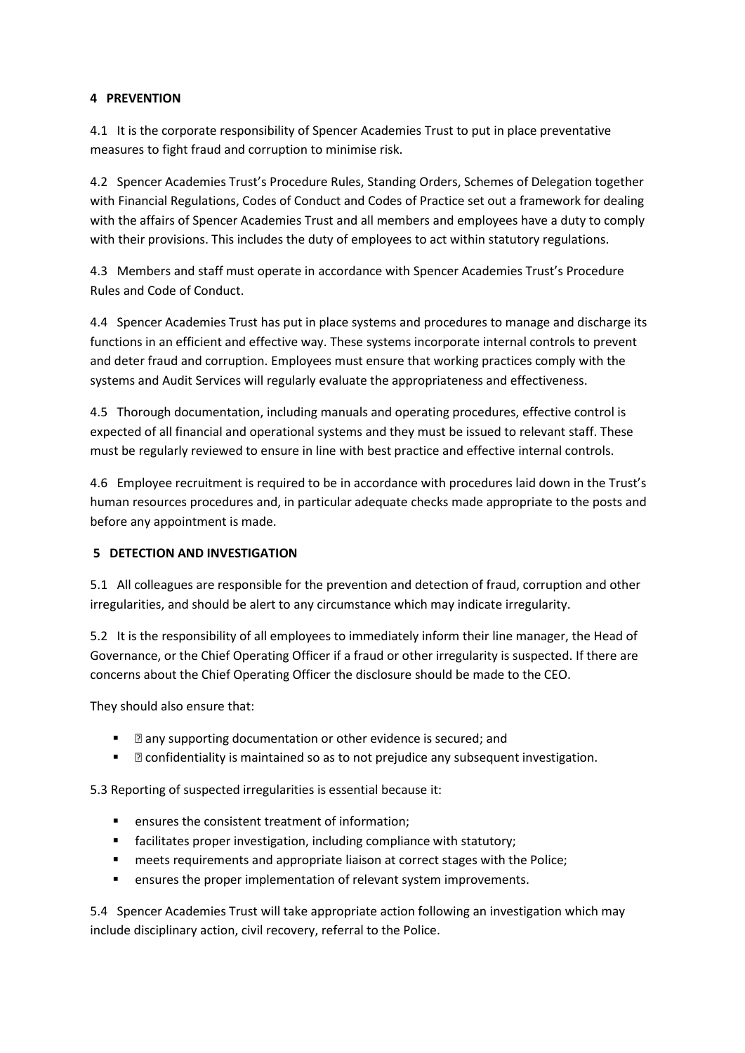## 4 PREVENTION

4.1 It is the corporate responsibility of Spencer Academies Trust to put in place preventative measures to fight fraud and corruption to minimise risk.

4.2 Spencer Academies Trust's Procedure Rules, Standing Orders, Schemes of Delegation together with Financial Regulations, Codes of Conduct and Codes of Practice set out a framework for dealing with the affairs of Spencer Academies Trust and all members and employees have a duty to comply with their provisions. This includes the duty of employees to act within statutory regulations.

4.3 Members and staff must operate in accordance with Spencer Academies Trust's Procedure Rules and Code of Conduct.

4.4 Spencer Academies Trust has put in place systems and procedures to manage and discharge its functions in an efficient and effective way. These systems incorporate internal controls to prevent and deter fraud and corruption. Employees must ensure that working practices comply with the systems and Audit Services will regularly evaluate the appropriateness and effectiveness.

4.5 Thorough documentation, including manuals and operating procedures, effective control is expected of all financial and operational systems and they must be issued to relevant staff. These must be regularly reviewed to ensure in line with best practice and effective internal controls.

4.6 Employee recruitment is required to be in accordance with procedures laid down in the Trust's human resources procedures and, in particular adequate checks made appropriate to the posts and before any appointment is made.

## 5 DETECTION AND INVESTIGATION

5.1 All colleagues are responsible for the prevention and detection of fraud, corruption and other irregularities, and should be alert to any circumstance which may indicate irregularity.

5.2 It is the responsibility of all employees to immediately inform their line manager, the Head of Governance, or the Chief Operating Officer if a fraud or other irregularity is suspected. If there are concerns about the Chief Operating Officer the disclosure should be made to the CEO.

They should also ensure that:

- any supporting documentation or other evidence is secured; and
- confidentiality is maintained so as to not prejudice any subsequent investigation.

5.3 Reporting of suspected irregularities is essential because it:

- ensures the consistent treatment of information;
- facilitates proper investigation, including compliance with statutory;
- meets requirements and appropriate liaison at correct stages with the Police;
- ensures the proper implementation of relevant system improvements.

5.4 Spencer Academies Trust will take appropriate action following an investigation which may include disciplinary action, civil recovery, referral to the Police.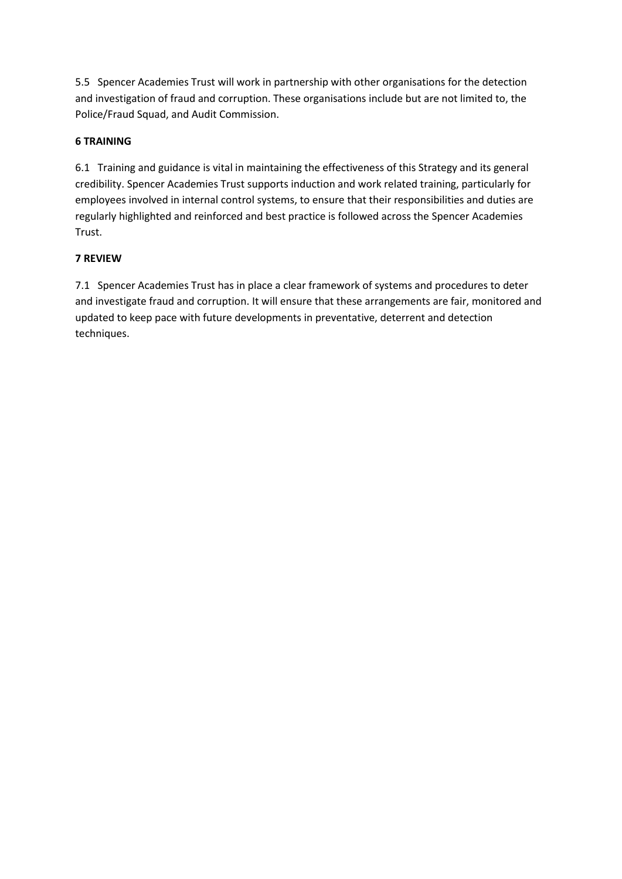5.5 Spencer Academies Trust will work in partnership with other organisations for the detection and investigation of fraud and corruption. These organisations include but are not limited to, the Police/Fraud Squad, and Audit Commission.

**6 TRAINING**

6.1 Training and guidance is vital in maintaining the effectiveness of this Strategy and its general credibility. Spencer Academies Trust supports induction and work related training, particularly for employees involved in internal control systems, to ensure that their responsibilities and duties are regularly highlighted and reinforced and best practice is followed across the Spencer Academies Trust.

**7 REVIEW**

7.1 Spencer Academies Trust has in place a clear framework of systems and procedures to deter and investigate fraud and corruption. It will ensure that these arrangements are fair, monitored and updated to keep pace with future developments in preventative, deterrent and detection techniques.